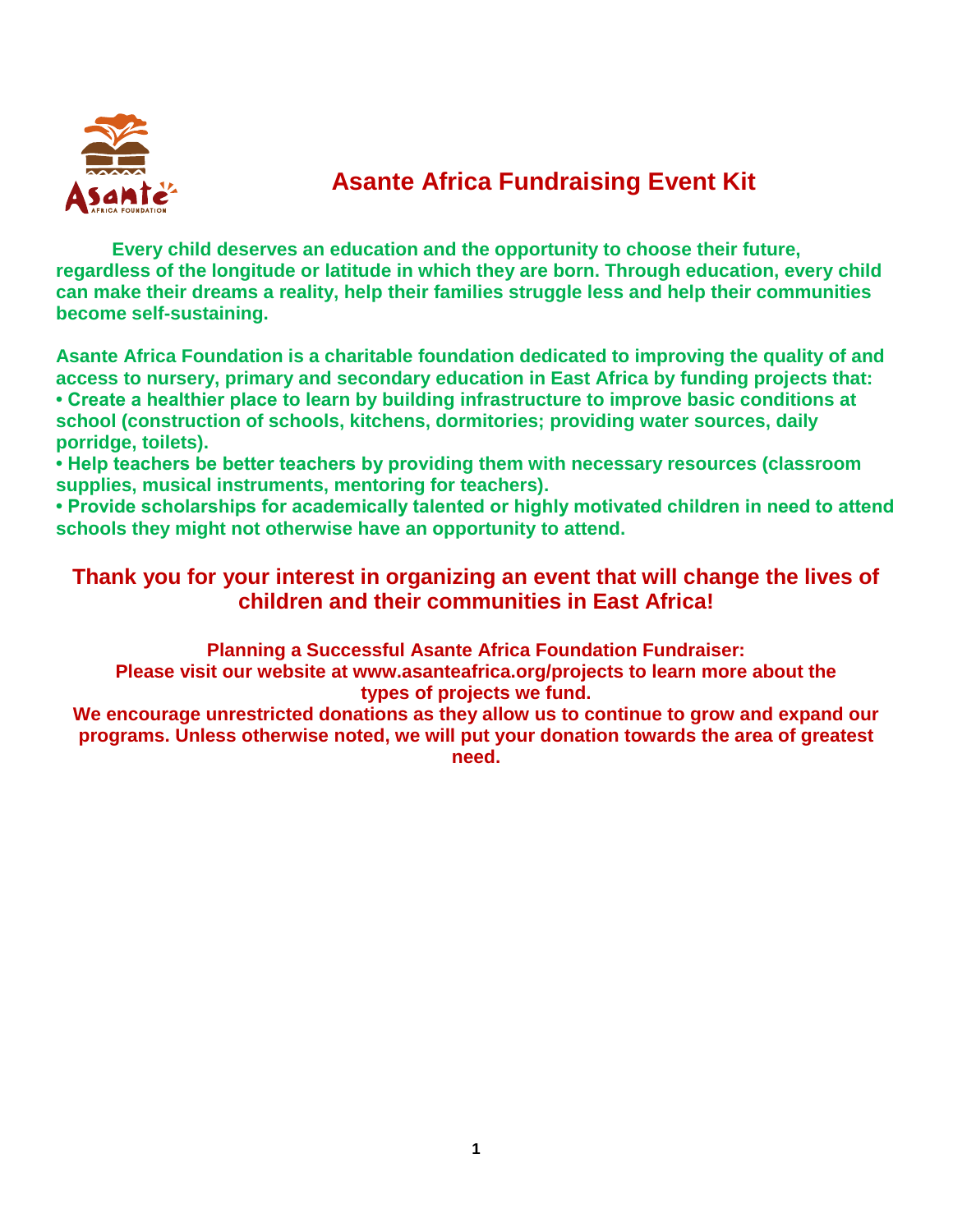# Asante Africa Fundraising Event Kit

**Every child deserves an education and the opportunity to choose their future, regardless of the longitude or latitude in which they are born. Through education, every child can make their dreams a reality, help their families struggle less and help their communities become self-sustaining.**

**Asante Africa Foundation is a charitable foundation dedicated to improving the quality of and access to nursery, primary and secondary education in East Africa by funding projects that:**

- **Create a healthier place to learn by building infrastructure to improve basic conditions at school (construction of schools, kitchens, dormitories; providing water sources, daily porridge, toilets).**
- **Help teachers be better teachers by providing them with necessary resources (classroom supplies, musical instruments, mentoring for teachers).**
- **Provide scholarships for academically talented or highly motivated children in need to attend schools they might not otherwise have an opportunity to attend.**

## Thank you for your interest in organizing an event that will change the lives of children and their communities in East Africa!

**Planning a Successful Asante Africa Foundation Fundraiser:**
**Please visit our website at www.asanteafrica.org/projects to learn more about the types of projects we fund.**
**We encourage unrestricted donations as they allow us to continue to grow and expand our programs. Unless otherwise noted, we will put your donation towards the area of greatest need.**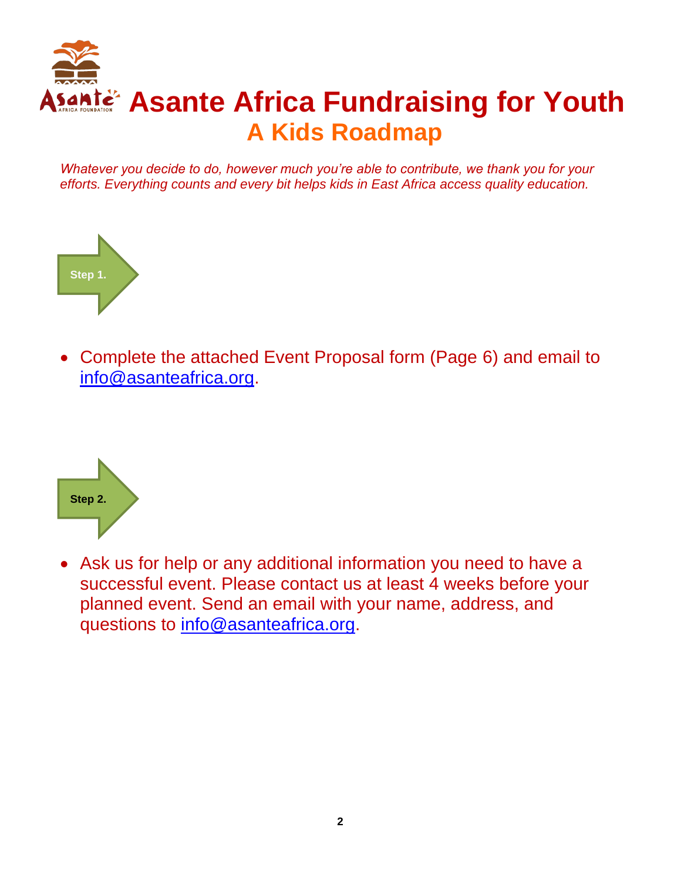# Asante Africa Fundraising for Youth

## A Kids Roadmap

*Whatever you decide to do, however much you're able to contribute, we thank you for your efforts. Everything counts and every bit helps kids in East Africa access quality education.*

**Step 1.**

- Complete the attached Event Proposal form (Page 6) and email to info@asanteafrica.org.

**Step 2.**

- Ask us for help or any additional information you need to have a successful event. Please contact us at least 4 weeks before your planned event. Send an email with your name, address, and questions to info@asanteafrica.org.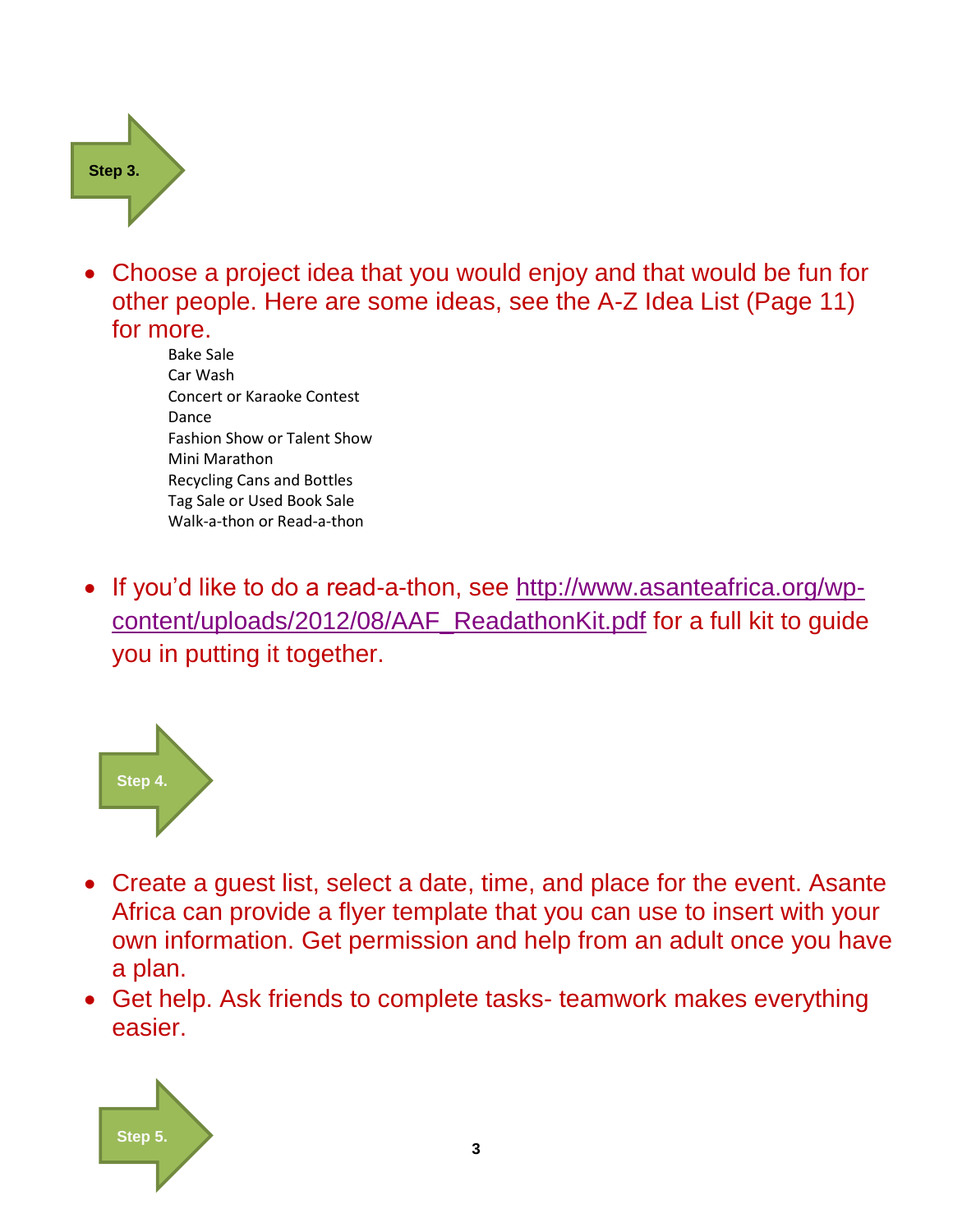**Step 3.**

- Choose a project idea that you would enjoy and that would be fun for other people. Here are some ideas, see the A-Z Idea List (Page 11) for more.

  Bake Sale
  Car Wash
  Concert or Karaoke Contest
  Dance
  Fashion Show or Talent Show
  Mini Marathon
  Recycling Cans and Bottles
  Tag Sale or Used Book Sale
  Walk-a-thon or Read-a-thon

- If you'd like to do a read-a-thon, see http://www.asanteafrica.org/wp-content/uploads/2012/08/AAF_ReadathonKit.pdf for a full kit to guide you in putting it together.

**Step 4.**

- Create a guest list, select a date, time, and place for the event. Asante Africa can provide a flyer template that you can use to insert with your own information. Get permission and help from an adult once you have a plan.
- Get help. Ask friends to complete tasks- teamwork makes everything easier.

**Step 5.**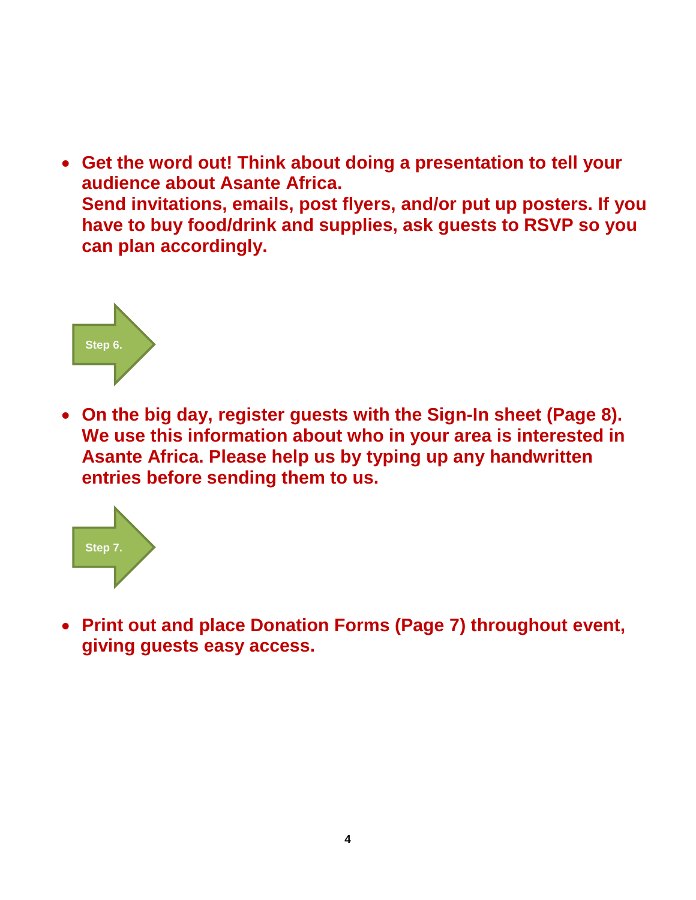- **Get the word out! Think about doing a presentation to tell your audience about Asante Africa.**
  **Send invitations, emails, post flyers, and/or put up posters. If you have to buy food/drink and supplies, ask guests to RSVP so you can plan accordingly.**

**Step 6.**

- **On the big day, register guests with the Sign-In sheet (Page 8). We use this information about who in your area is interested in Asante Africa. Please help us by typing up any handwritten entries before sending them to us.**

**Step 7.**

- **Print out and place Donation Forms (Page 7) throughout event, giving guests easy access.**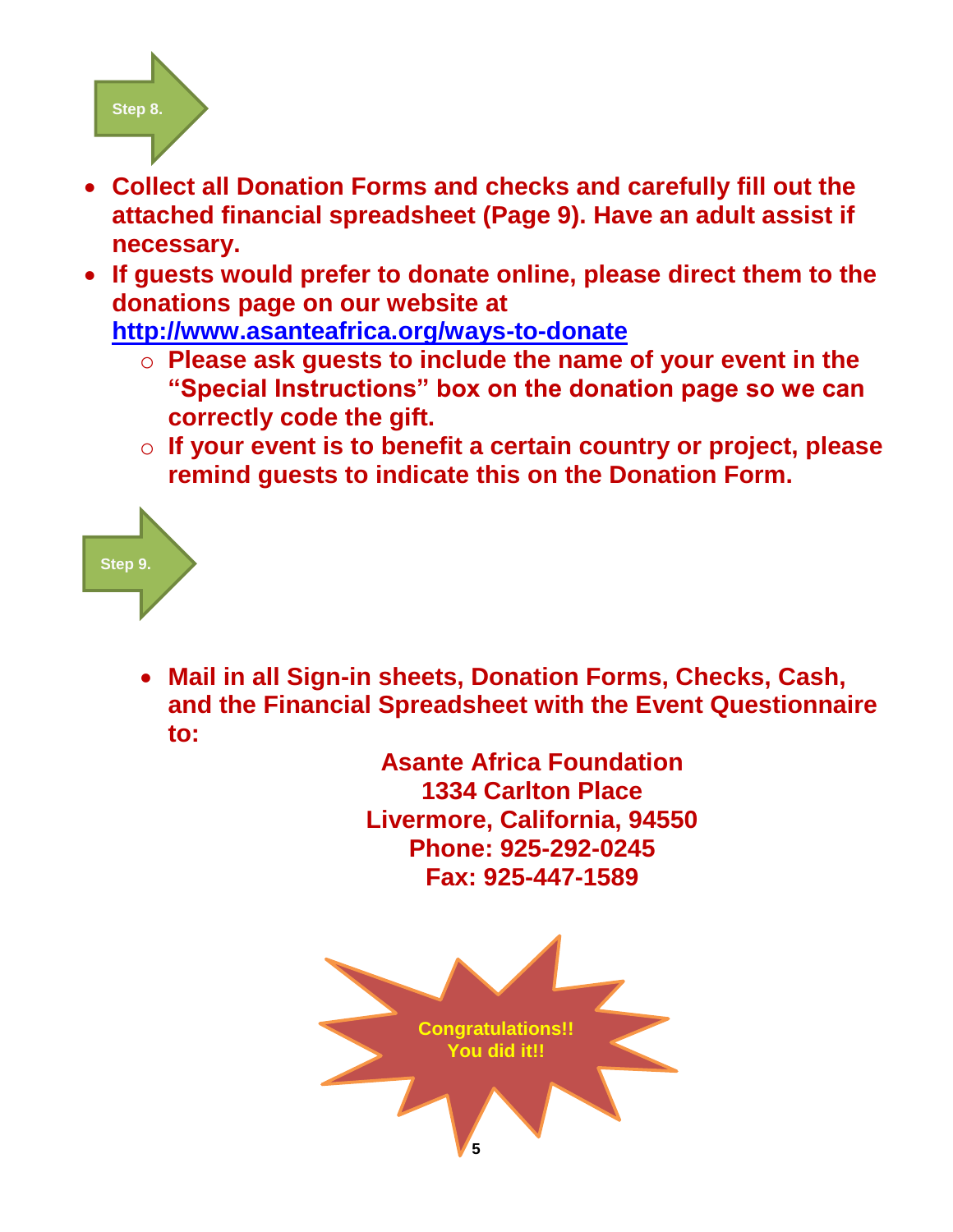**Step 8.**

- **Collect all Donation Forms and checks and carefully fill out the attached financial spreadsheet (Page 9). Have an adult assist if necessary.**
- **If guests would prefer to donate online, please direct them to the donations page on our website at [http://www.asanteafrica.org/ways-to-donate](http://www.asanteafrica.org/ways-to-donate)**
  - **Please ask guests to include the name of your event in the "Special Instructions" box on the donation page so we can correctly code the gift.**
  - **If your event is to benefit a certain country or project, please remind guests to indicate this on the Donation Form.**

**Step 9.**

- **Mail in all Sign-in sheets, Donation Forms, Checks, Cash, and the Financial Spreadsheet with the Event Questionnaire to:**

**Asante Africa Foundation**
**1334 Carlton Place**
**Livermore, California, 94550**
**Phone: 925-292-0245**
**Fax: 925-447-1589**

**Congratulations!!**
**You did it!!**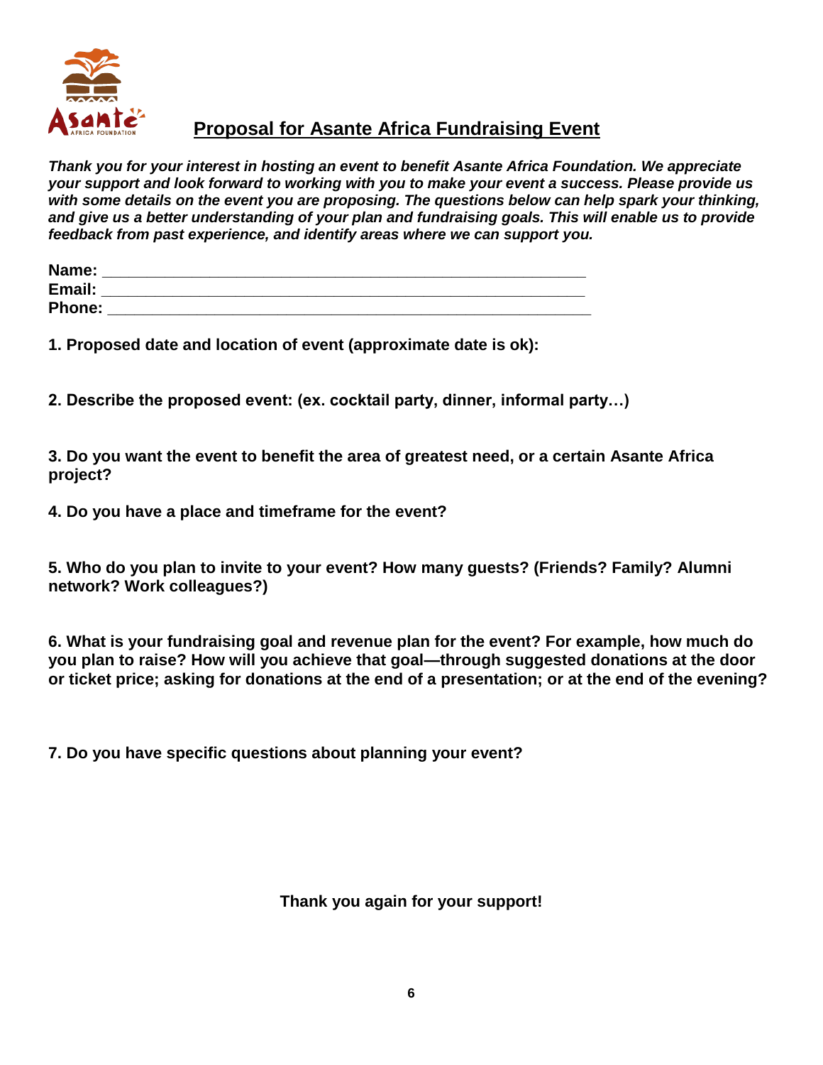# Proposal for Asante Africa Fundraising Event

***Thank you for your interest in hosting an event to benefit Asante Africa Foundation. We appreciate your support and look forward to working with you to make your event a success. Please provide us with some details on the event you are proposing. The questions below can help spark your thinking, and give us a better understanding of your plan and fundraising goals. This will enable us to provide feedback from past experience, and identify areas where we can support you.***

**Name:** ______________________________________________________

**Email:** ______________________________________________________

**Phone:** ______________________________________________________

**1. Proposed date and location of event (approximate date is ok):**

**2. Describe the proposed event: (ex. cocktail party, dinner, informal party…)**

**3. Do you want the event to benefit the area of greatest need, or a certain Asante Africa project?**

**4. Do you have a place and timeframe for the event?**

**5. Who do you plan to invite to your event? How many guests? (Friends? Family? Alumni network? Work colleagues?)**

**6. What is your fundraising goal and revenue plan for the event? For example, how much do you plan to raise? How will you achieve that goal—through suggested donations at the door or ticket price; asking for donations at the end of a presentation; or at the end of the evening?**

**7. Do you have specific questions about planning your event?**

**Thank you again for your support!**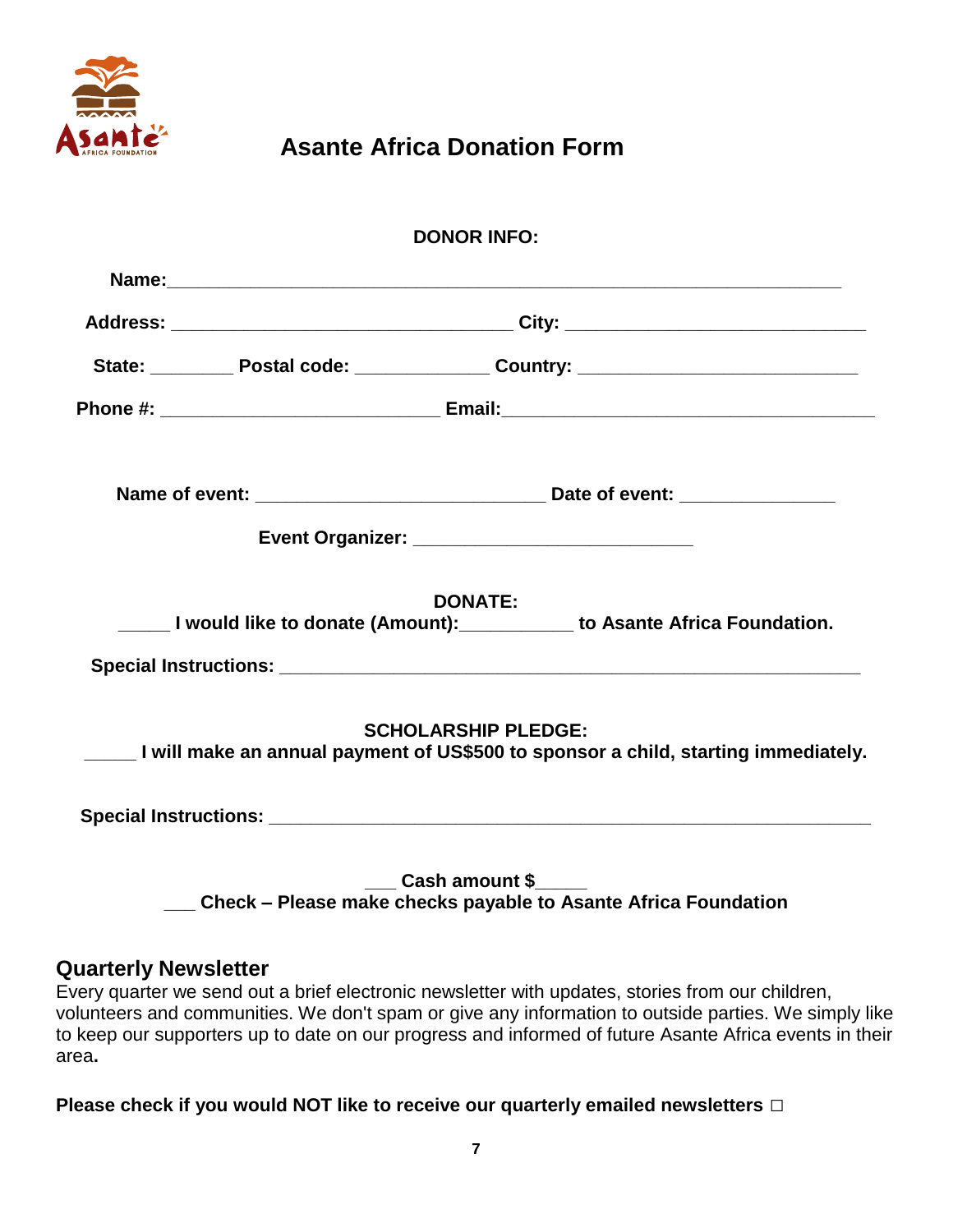# Asante Africa Donation Form

**DONOR INFO:**

**Name:**_______________________________________________________________

**Address:** ________________________________ **City:** ____________________________

**State:** ________ **Postal code:** _____________ **Country:** __________________________

**Phone #:** __________________________ **Email:**___________________________________

**Name of event:** ___________________________ **Date of event:** _______________

**Event Organizer:** __________________________

**DONATE:**

**_____ I would like to donate (Amount):___________ to Asante Africa Foundation.**

**Special Instructions:** ______________________________________________________

**SCHOLARSHIP PLEDGE:**

**_____ I will make an annual payment of US$500 to sponsor a child, starting immediately.**

**Special Instructions:** ________________________________________________________

**___ Cash amount $_____**

**___ Check – Please make checks payable to Asante Africa Foundation**

## Quarterly Newsletter

Every quarter we send out a brief electronic newsletter with updates, stories from our children, volunteers and communities. We don't spam or give any information to outside parties. We simply like to keep our supporters up to date on our progress and informed of future Asante Africa events in their area**.**

**Please check if you would NOT like to receive our quarterly emailed newsletters** □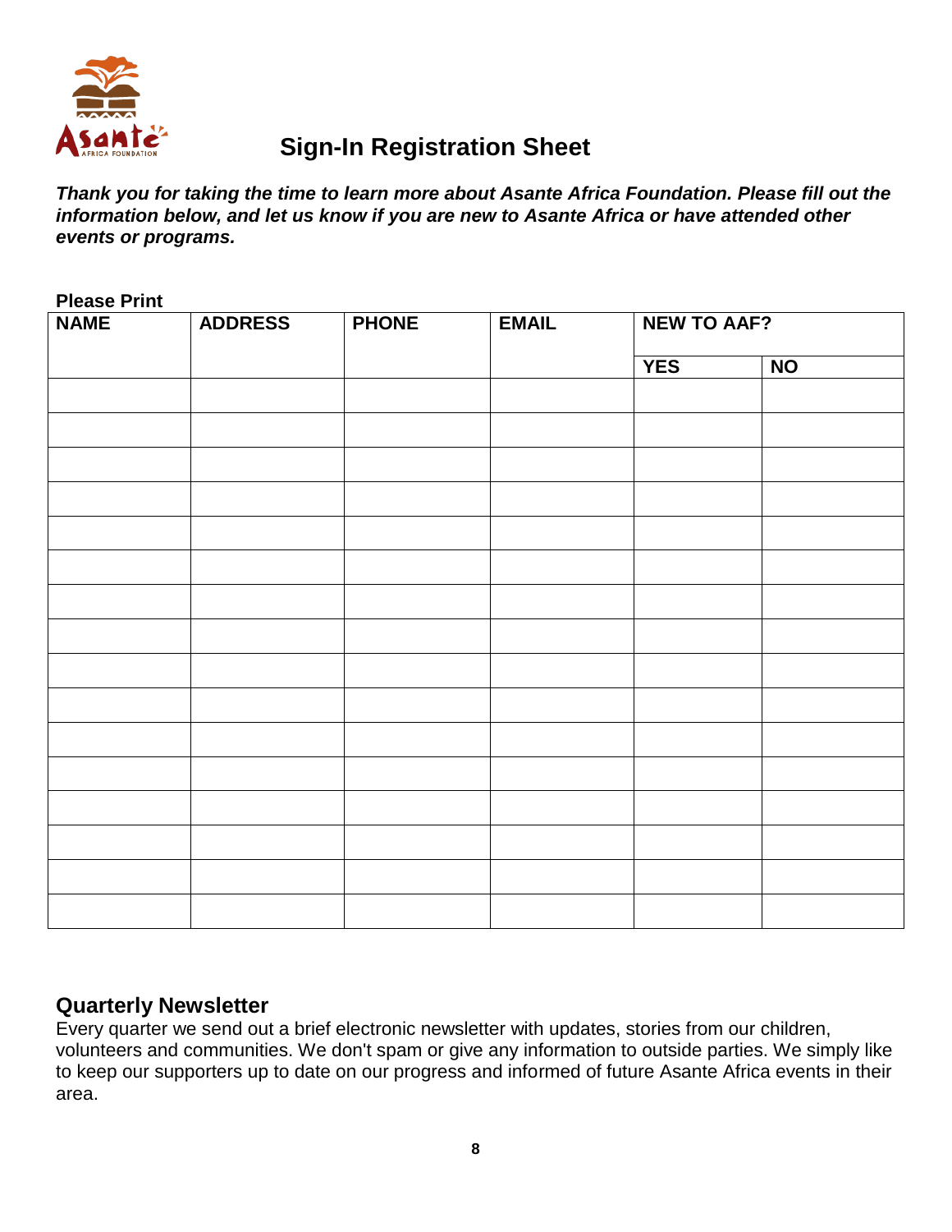# Sign-In Registration Sheet

***Thank you for taking the time to learn more about Asante Africa Foundation. Please fill out the information below, and let us know if you are new to Asante Africa or have attended other events or programs.***

**Please Print**

| NAME | ADDRESS | PHONE | EMAIL | NEW TO AAF? | |
|---|---|---|---|---|---|
| | | | | YES | NO |
| | | | | | |
| | | | | | |
| | | | | | |
| | | | | | |
| | | | | | |
| | | | | | |
| | | | | | |
| | | | | | |
| | | | | | |
| | | | | | |
| | | | | | |
| | | | | | |
| | | | | | |
| | | | | | |
| | | | | | |
| | | | | | |

## Quarterly Newsletter

Every quarter we send out a brief electronic newsletter with updates, stories from our children, volunteers and communities. We don't spam or give any information to outside parties. We simply like to keep our supporters up to date on our progress and informed of future Asante Africa events in their area.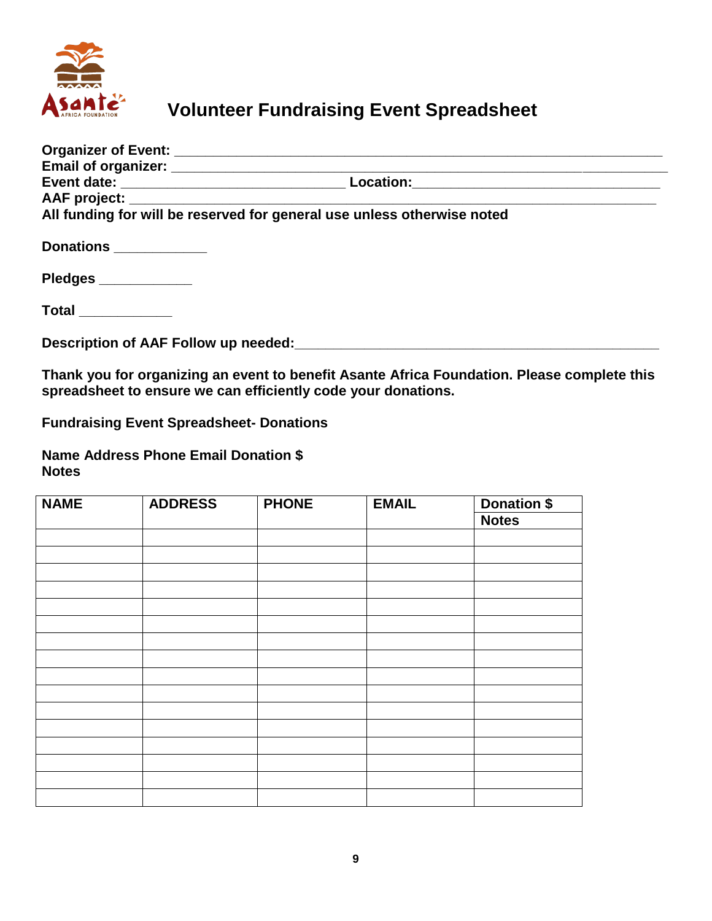# Volunteer Fundraising Event Spreadsheet

**Organizer of Event:** ______________________________________________________________

**Email of organizer:** ______________________________________________________________

**Event date:** ____________________________ **Location:** _______________________________

**AAF project:** ______________________________________________________________

**All funding for will be reserved for general use unless otherwise noted**

**Donations** ____________

**Pledges** ____________

**Total** ____________

**Description of AAF Follow up needed:** _____________________________________________

**Thank you for organizing an event to benefit Asante Africa Foundation. Please complete this spreadsheet to ensure we can efficiently code your donations.**

**Fundraising Event Spreadsheet- Donations**

**Name Address Phone Email Donation $**
**Notes**

| NAME | ADDRESS | PHONE | EMAIL | Donation $ |
|---|---|---|---|---|
| | | | | Notes |
| | | | | |
| | | | | |
| | | | | |
| | | | | |
| | | | | |
| | | | | |
| | | | | |
| | | | | |
| | | | | |
| | | | | |
| | | | | |
| | | | | |
| | | | | |
| | | | | |
| | | | | |
| | | | | |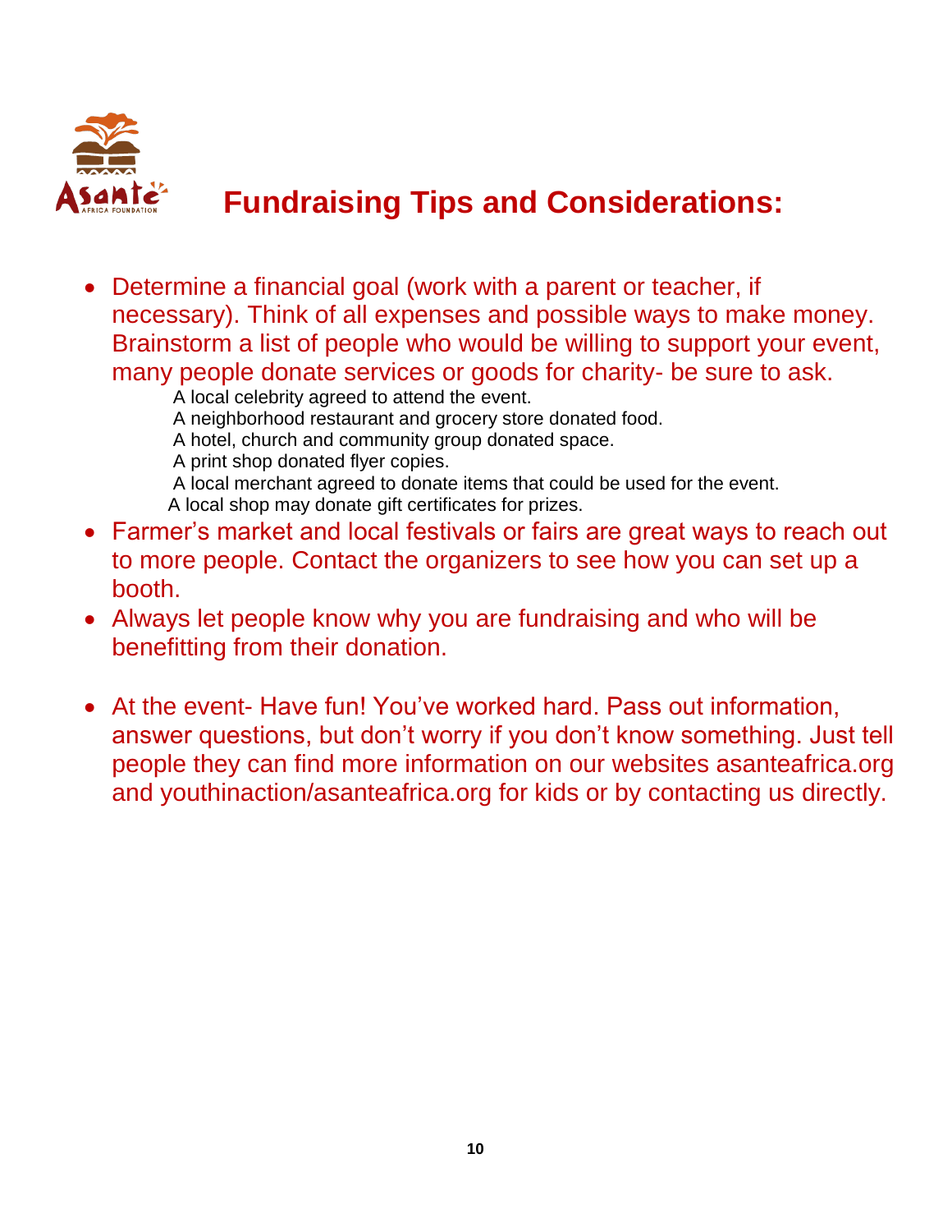# Fundraising Tips and Considerations:

- Determine a financial goal (work with a parent or teacher, if necessary). Think of all expenses and possible ways to make money. Brainstorm a list of people who would be willing to support your event, many people donate services or goods for charity- be sure to ask.

  A local celebrity agreed to attend the event.
  A neighborhood restaurant and grocery store donated food.
  A hotel, church and community group donated space.
  A print shop donated flyer copies.
  A local merchant agreed to donate items that could be used for the event.
  A local shop may donate gift certificates for prizes.

- Farmer's market and local festivals or fairs are great ways to reach out to more people. Contact the organizers to see how you can set up a booth.
- Always let people know why you are fundraising and who will be benefitting from their donation.

- At the event- Have fun! You've worked hard. Pass out information, answer questions, but don't worry if you don't know something. Just tell people they can find more information on our websites asanteafrica.org and youthinaction/asanteafrica.org for kids or by contacting us directly.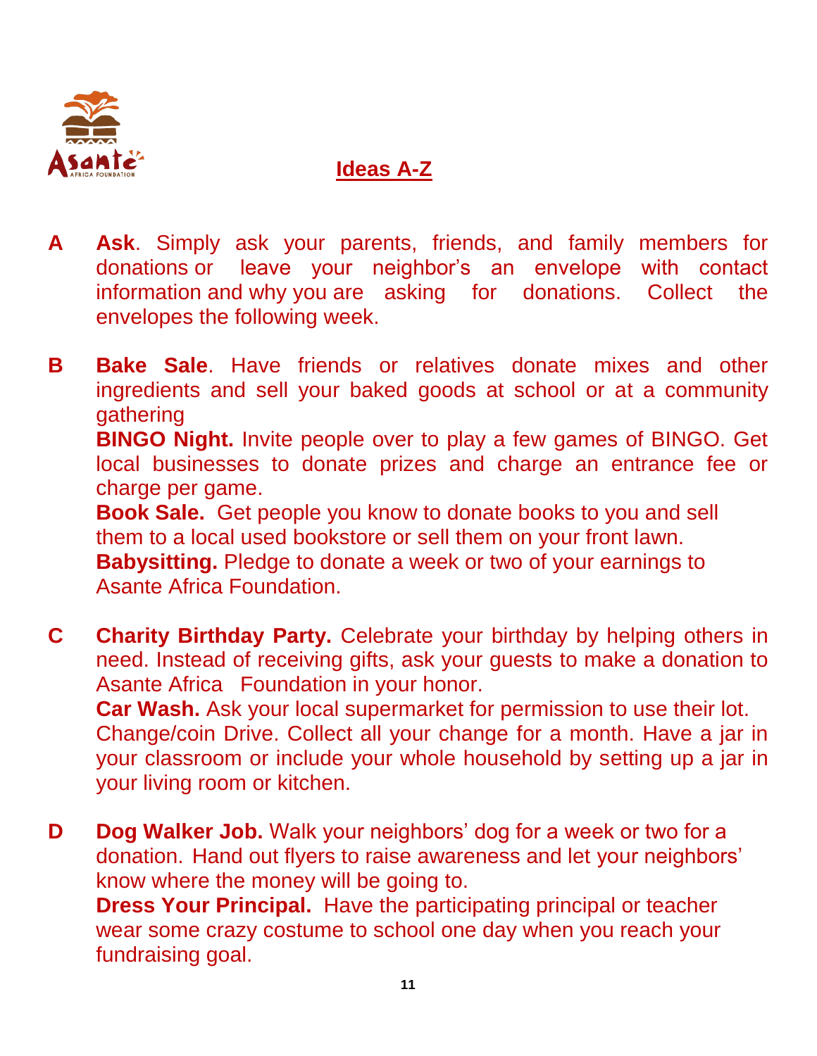## Ideas A-Z

**A** **Ask**. Simply ask your parents, friends, and family members for donations or leave your neighbor's an envelope with contact information and why you are asking for donations. Collect the envelopes the following week.

**B** **Bake Sale**. Have friends or relatives donate mixes and other ingredients and sell your baked goods at school or at a community gathering

**BINGO Night.** Invite people over to play a few games of BINGO. Get local businesses to donate prizes and charge an entrance fee or charge per game.

**Book Sale.** Get people you know to donate books to you and sell them to a local used bookstore or sell them on your front lawn.

**Babysitting.** Pledge to donate a week or two of your earnings to Asante Africa Foundation.

**C** **Charity Birthday Party.** Celebrate your birthday by helping others in need. Instead of receiving gifts, ask your guests to make a donation to Asante Africa Foundation in your honor.

**Car Wash.** Ask your local supermarket for permission to use their lot.

Change/coin Drive. Collect all your change for a month. Have a jar in your classroom or include your whole household by setting up a jar in your living room or kitchen.

**D** **Dog Walker Job.** Walk your neighbors' dog for a week or two for a donation. Hand out flyers to raise awareness and let your neighbors' know where the money will be going to.

**Dress Your Principal.** Have the participating principal or teacher wear some crazy costume to school one day when you reach your fundraising goal.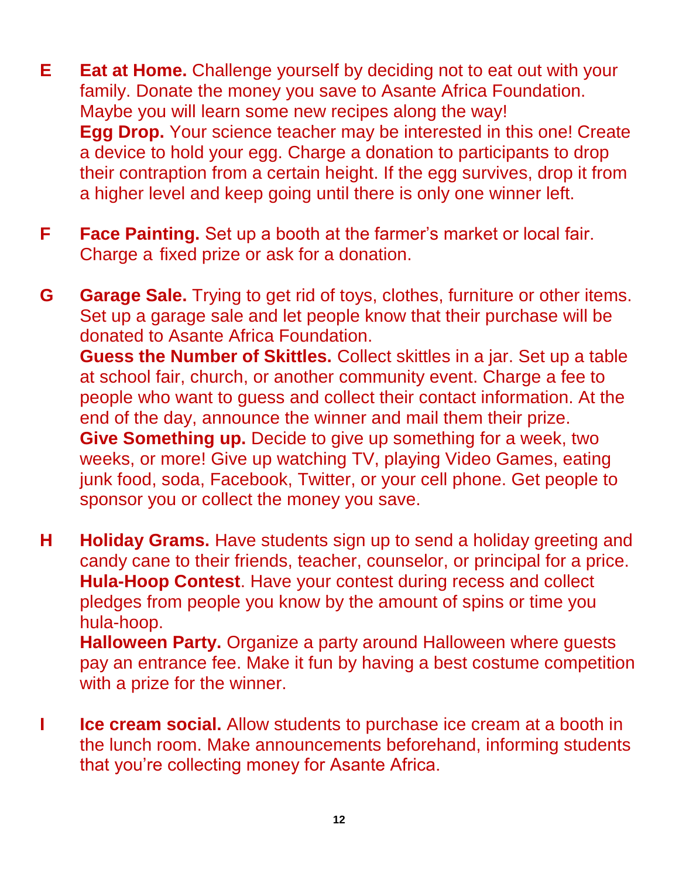**E** **Eat at Home.** Challenge yourself by deciding not to eat out with your family. Donate the money you save to Asante Africa Foundation. Maybe you will learn some new recipes along the way!

**Egg Drop.** Your science teacher may be interested in this one! Create a device to hold your egg. Charge a donation to participants to drop their contraption from a certain height. If the egg survives, drop it from a higher level and keep going until there is only one winner left.

**F** **Face Painting.** Set up a booth at the farmer's market or local fair. Charge a fixed prize or ask for a donation.

**G** **Garage Sale.** Trying to get rid of toys, clothes, furniture or other items. Set up a garage sale and let people know that their purchase will be donated to Asante Africa Foundation.

**Guess the Number of Skittles.** Collect skittles in a jar. Set up a table at school fair, church, or another community event. Charge a fee to people who want to guess and collect their contact information. At the end of the day, announce the winner and mail them their prize.

**Give Something up.** Decide to give up something for a week, two weeks, or more! Give up watching TV, playing Video Games, eating junk food, soda, Facebook, Twitter, or your cell phone. Get people to sponsor you or collect the money you save.

**H** **Holiday Grams.** Have students sign up to send a holiday greeting and candy cane to their friends, teacher, counselor, or principal for a price.

**Hula-Hoop Contest**. Have your contest during recess and collect pledges from people you know by the amount of spins or time you hula-hoop.

**Halloween Party.** Organize a party around Halloween where guests pay an entrance fee. Make it fun by having a best costume competition with a prize for the winner.

**I** **Ice cream social.** Allow students to purchase ice cream at a booth in the lunch room. Make announcements beforehand, informing students that you're collecting money for Asante Africa.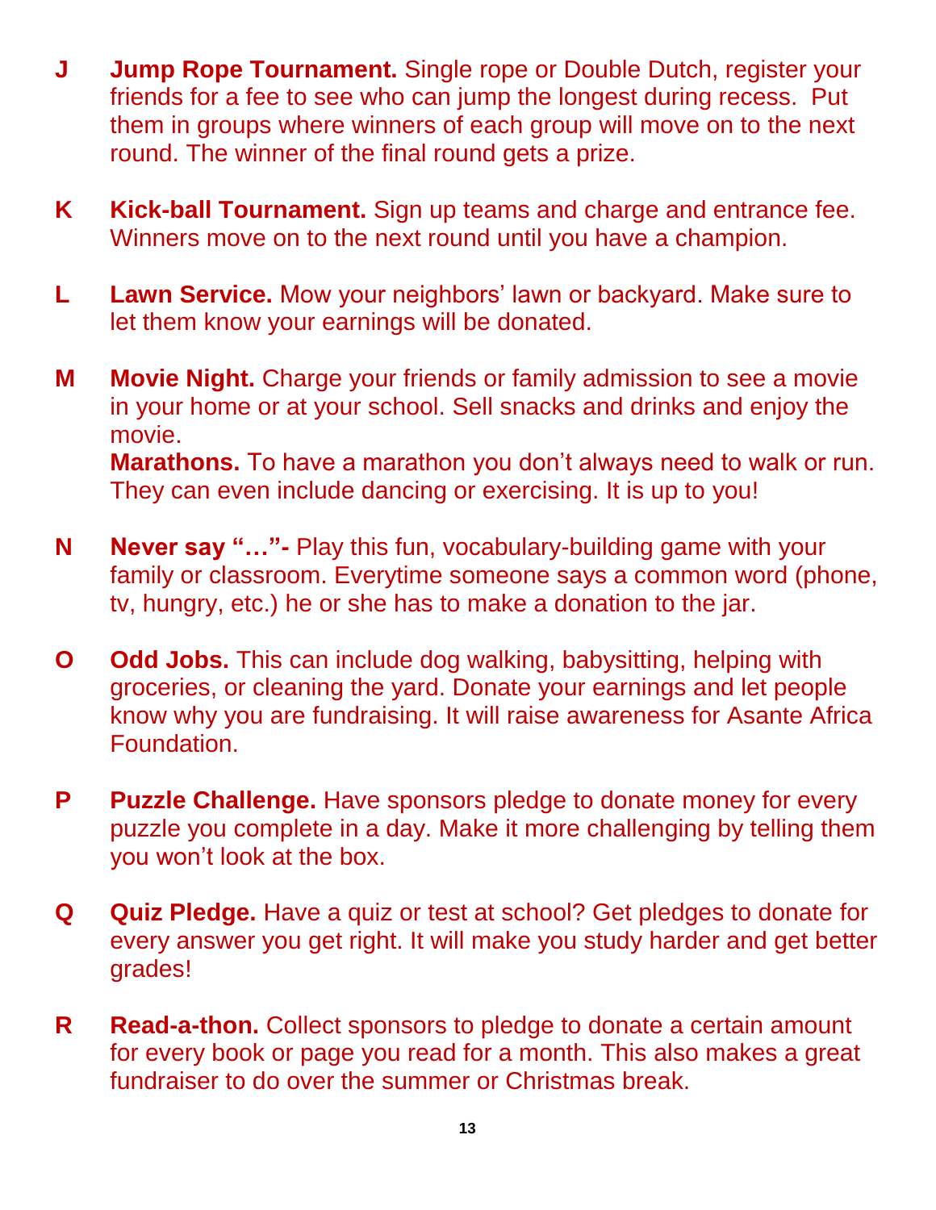**J** **Jump Rope Tournament.** Single rope or Double Dutch, register your friends for a fee to see who can jump the longest during recess. Put them in groups where winners of each group will move on to the next round. The winner of the final round gets a prize.

**K** **Kick-ball Tournament.** Sign up teams and charge and entrance fee. Winners move on to the next round until you have a champion.

**L** **Lawn Service.** Mow your neighbors' lawn or backyard. Make sure to let them know your earnings will be donated.

**M** **Movie Night.** Charge your friends or family admission to see a movie in your home or at your school. Sell snacks and drinks and enjoy the movie.
**Marathons.** To have a marathon you don't always need to walk or run. They can even include dancing or exercising. It is up to you!

**N** **Never say "…"-** Play this fun, vocabulary-building game with your family or classroom. Everytime someone says a common word (phone, tv, hungry, etc.) he or she has to make a donation to the jar.

**O** **Odd Jobs.** This can include dog walking, babysitting, helping with groceries, or cleaning the yard. Donate your earnings and let people know why you are fundraising. It will raise awareness for Asante Africa Foundation.

**P** **Puzzle Challenge.** Have sponsors pledge to donate money for every puzzle you complete in a day. Make it more challenging by telling them you won't look at the box.

**Q** **Quiz Pledge.** Have a quiz or test at school? Get pledges to donate for every answer you get right. It will make you study harder and get better grades!

**R** **Read-a-thon.** Collect sponsors to pledge to donate a certain amount for every book or page you read for a month. This also makes a great fundraiser to do over the summer or Christmas break.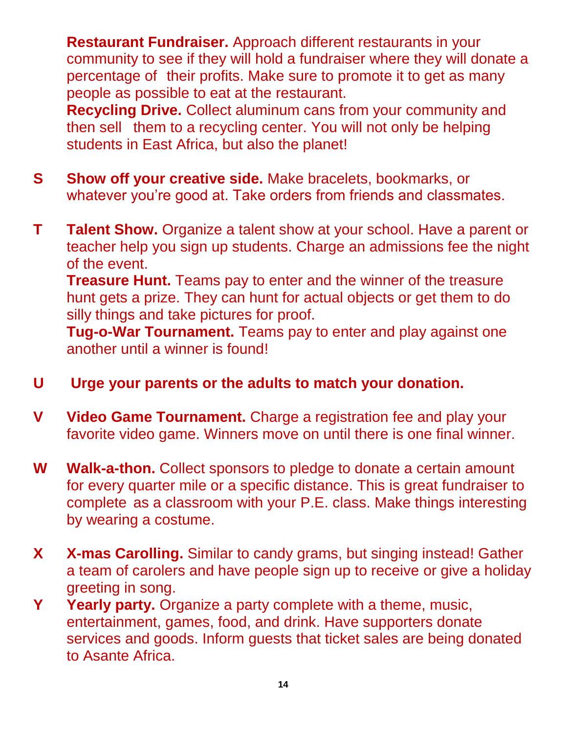**Restaurant Fundraiser.** Approach different restaurants in your community to see if they will hold a fundraiser where they will donate a percentage of their profits. Make sure to promote it to get as many people as possible to eat at the restaurant.

**Recycling Drive.** Collect aluminum cans from your community and then sell them to a recycling center. You will not only be helping students in East Africa, but also the planet!

**S** **Show off your creative side.** Make bracelets, bookmarks, or whatever you're good at. Take orders from friends and classmates.

**T** **Talent Show.** Organize a talent show at your school. Have a parent or teacher help you sign up students. Charge an admissions fee the night of the event.

**Treasure Hunt.** Teams pay to enter and the winner of the treasure hunt gets a prize. They can hunt for actual objects or get them to do silly things and take pictures for proof.

**Tug-o-War Tournament.** Teams pay to enter and play against one another until a winner is found!

**U** **Urge your parents or the adults to match your donation.**

**V** **Video Game Tournament.** Charge a registration fee and play your favorite video game. Winners move on until there is one final winner.

**W** **Walk-a-thon.** Collect sponsors to pledge to donate a certain amount for every quarter mile or a specific distance. This is great fundraiser to complete as a classroom with your P.E. class. Make things interesting by wearing a costume.

**X** **X-mas Carolling.** Similar to candy grams, but singing instead! Gather a team of carolers and have people sign up to receive or give a holiday greeting in song.

**Y** **Yearly party.** Organize a party complete with a theme, music, entertainment, games, food, and drink. Have supporters donate services and goods. Inform guests that ticket sales are being donated to Asante Africa.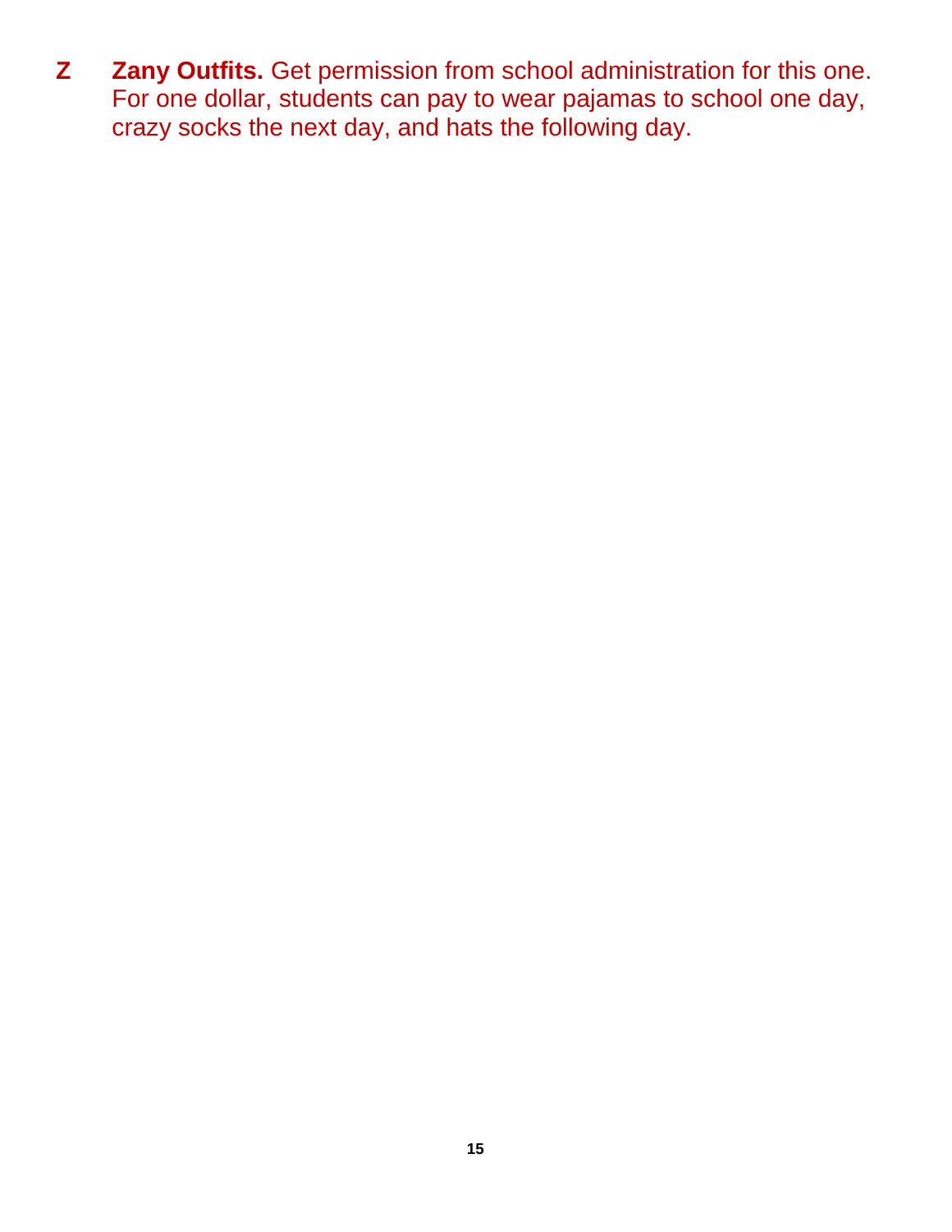**Z** **Zany Outfits.** Get permission from school administration for this one. For one dollar, students can pay to wear pajamas to school one day, crazy socks the next day, and hats the following day.